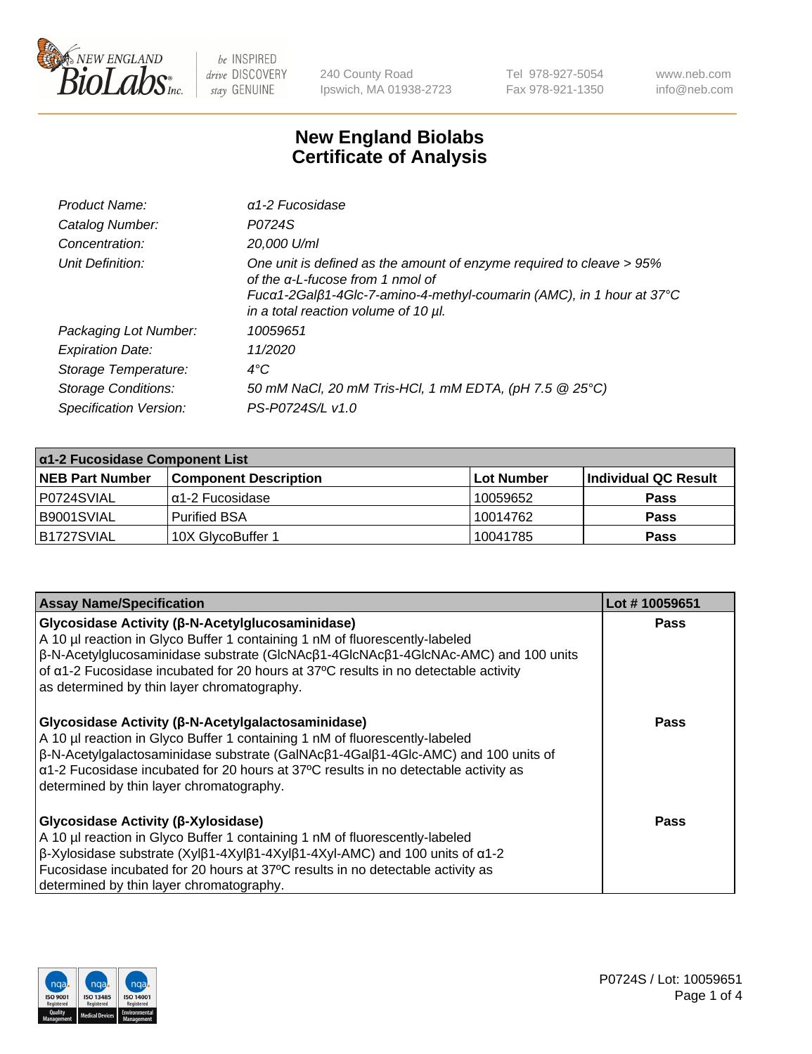# New England Biolabs
# Certificate of Analysis

| | |
|---|---|
| *Product Name:* | *α1-2 Fucosidase* |
| *Catalog Number:* | *P0724S* |
| *Concentration:* | *20,000 U/ml* |
| *Unit Definition:* | *One unit is defined as the amount of enzyme required to cleave > 95% of the α-L-fucose from 1 nmol of Fucα1-2Galβ1-4Glc-7-amino-4-methyl-coumarin (AMC), in 1 hour at 37°C in a total reaction volume of 10 µl.* |
| *Packaging Lot Number:* | *10059651* |
| *Expiration Date:* | *11/2020* |
| *Storage Temperature:* | *4°C* |
| *Storage Conditions:* | *50 mM NaCl, 20 mM Tris-HCl, 1 mM EDTA, (pH 7.5 @ 25°C)* |
| *Specification Version:* | *PS-P0724S/L v1.0* |

| α1-2 Fucosidase Component List | | | |
|---|---|---|---|
| **NEB Part Number** | **Component Description** | **Lot Number** | **Individual QC Result** |
| P0724SVIAL | α1-2 Fucosidase | 10059652 | **Pass** |
| B9001SVIAL | Purified BSA | 10014762 | **Pass** |
| B1727SVIAL | 10X GlycoBuffer 1 | 10041785 | **Pass** |

| Assay Name/Specification | Lot # 10059651 |
|---|---|
| **Glycosidase Activity (β-N-Acetylglucosaminidase)** A 10 µl reaction in Glyco Buffer 1 containing 1 nM of fluorescently-labeled β-N-Acetylglucosaminidase substrate (GlcNAcβ1-4GlcNAcβ1-4GlcNAc-AMC) and 100 units of α1-2 Fucosidase incubated for 20 hours at 37ºC results in no detectable activity as determined by thin layer chromatography. | **Pass** |
| **Glycosidase Activity (β-N-Acetylgalactosaminidase)** A 10 µl reaction in Glyco Buffer 1 containing 1 nM of fluorescently-labeled β-N-Acetylgalactosaminidase substrate (GalNAcβ1-4Galβ1-4Glc-AMC) and 100 units of α1-2 Fucosidase incubated for 20 hours at 37ºC results in no detectable activity as determined by thin layer chromatography. | **Pass** |
| **Glycosidase Activity (β-Xylosidase)** A 10 µl reaction in Glyco Buffer 1 containing 1 nM of fluorescently-labeled β-Xylosidase substrate (Xylβ1-4Xylβ1-4Xylβ1-4Xyl-AMC) and 100 units of α1-2 Fucosidase incubated for 20 hours at 37ºC results in no detectable activity as determined by thin layer chromatography. | **Pass** |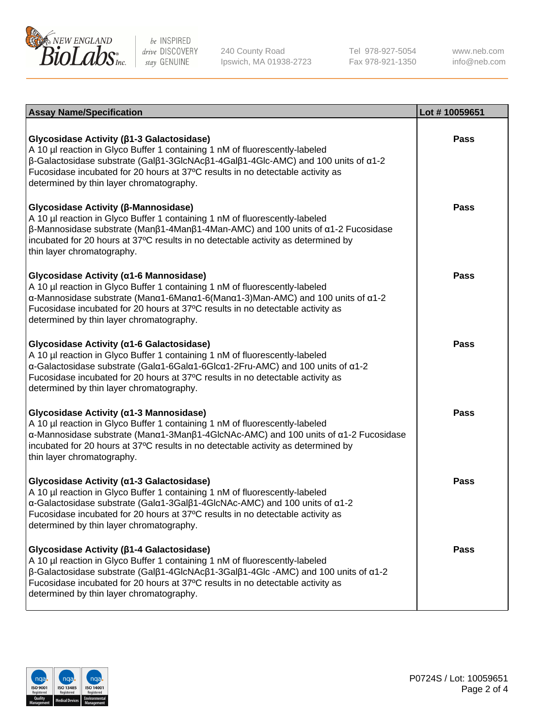| Assay Name/Specification | Lot # 10059651 |
| --- | --- |
| **Glycosidase Activity (β1-3 Galactosidase)**<br>A 10 µl reaction in Glyco Buffer 1 containing 1 nM of fluorescently-labeled β-Galactosidase substrate (Galβ1-3GlcNAcβ1-4Galβ1-4Glc-AMC) and 100 units of α1-2 Fucosidase incubated for 20 hours at 37ºC results in no detectable activity as determined by thin layer chromatography. | Pass |
| **Glycosidase Activity (β-Mannosidase)**<br>A 10 µl reaction in Glyco Buffer 1 containing 1 nM of fluorescently-labeled β-Mannosidase substrate (Manβ1-4Manβ1-4Man-AMC) and 100 units of α1-2 Fucosidase incubated for 20 hours at 37ºC results in no detectable activity as determined by thin layer chromatography. | Pass |
| **Glycosidase Activity (α1-6 Mannosidase)**<br>A 10 µl reaction in Glyco Buffer 1 containing 1 nM of fluorescently-labeled α-Mannosidase substrate (Manα1-6Manα1-6(Manα1-3)Man-AMC) and 100 units of α1-2 Fucosidase incubated for 20 hours at 37ºC results in no detectable activity as determined by thin layer chromatography. | Pass |
| **Glycosidase Activity (α1-6 Galactosidase)**<br>A 10 µl reaction in Glyco Buffer 1 containing 1 nM of fluorescently-labeled α-Galactosidase substrate (Galα1-6Galα1-6Glcα1-2Fru-AMC) and 100 units of α1-2 Fucosidase incubated for 20 hours at 37ºC results in no detectable activity as determined by thin layer chromatography. | Pass |
| **Glycosidase Activity (α1-3 Mannosidase)**<br>A 10 µl reaction in Glyco Buffer 1 containing 1 nM of fluorescently-labeled α-Mannosidase substrate (Manα1-3Manβ1-4GlcNAc-AMC) and 100 units of α1-2 Fucosidase incubated for 20 hours at 37ºC results in no detectable activity as determined by thin layer chromatography. | Pass |
| **Glycosidase Activity (α1-3 Galactosidase)**<br>A 10 µl reaction in Glyco Buffer 1 containing 1 nM of fluorescently-labeled α-Galactosidase substrate (Galα1-3Galβ1-4GlcNAc-AMC) and 100 units of α1-2 Fucosidase incubated for 20 hours at 37ºC results in no detectable activity as determined by thin layer chromatography. | Pass |
| **Glycosidase Activity (β1-4 Galactosidase)**<br>A 10 µl reaction in Glyco Buffer 1 containing 1 nM of fluorescently-labeled β-Galactosidase substrate (Galβ1-4GlcNAcβ1-3Galβ1-4Glc -AMC) and 100 units of α1-2 Fucosidase incubated for 20 hours at 37ºC results in no detectable activity as determined by thin layer chromatography. | Pass |

P0724S / Lot: 10059651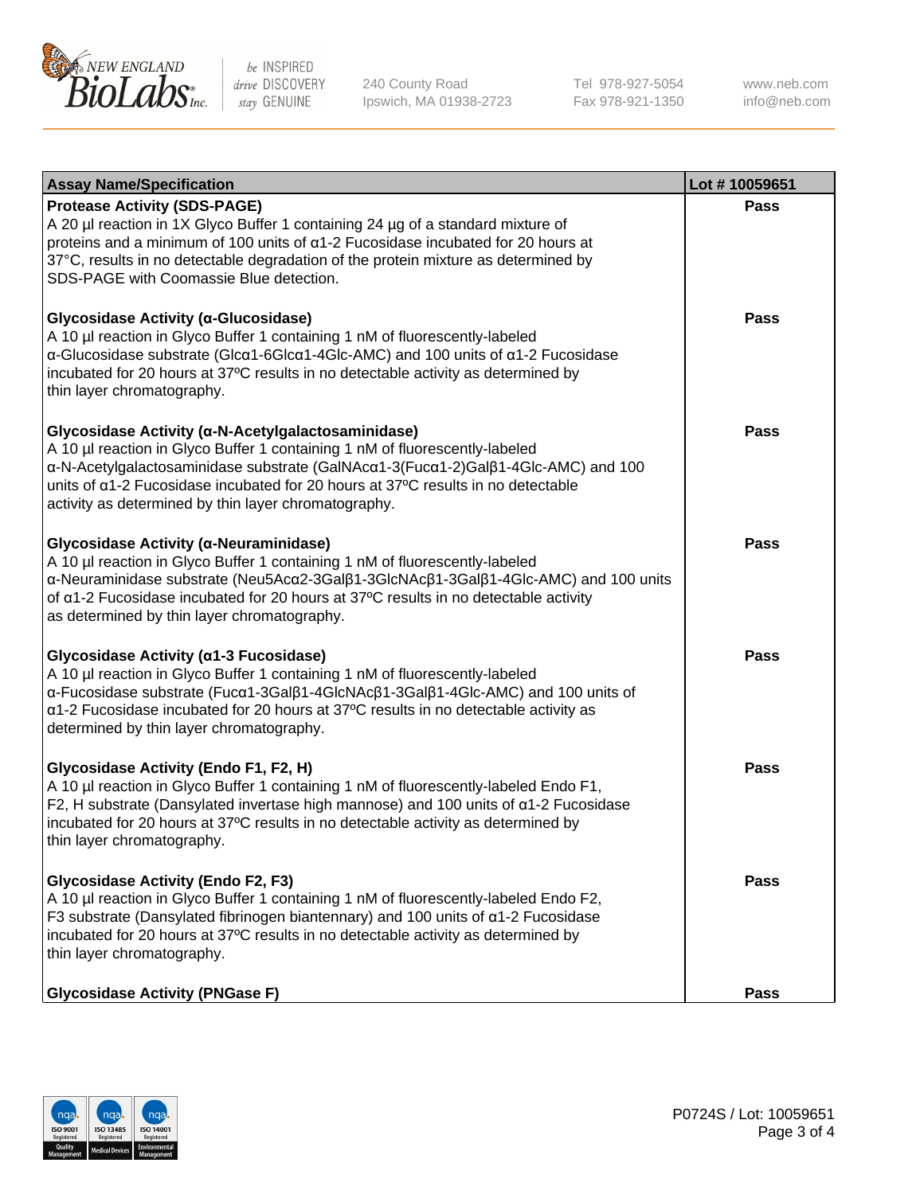| Assay Name/Specification | Lot # 10059651 |
|---|---|
| **Protease Activity (SDS-PAGE)**<br>A 20 µl reaction in 1X Glyco Buffer 1 containing 24 µg of a standard mixture of proteins and a minimum of 100 units of α1-2 Fucosidase incubated for 20 hours at 37°C, results in no detectable degradation of the protein mixture as determined by SDS-PAGE with Coomassie Blue detection. | **Pass** |
| **Glycosidase Activity (α-Glucosidase)**<br>A 10 µl reaction in Glyco Buffer 1 containing 1 nM of fluorescently-labeled α-Glucosidase substrate (Glcα1-6Glcα1-4Glc-AMC) and 100 units of α1-2 Fucosidase incubated for 20 hours at 37ºC results in no detectable activity as determined by thin layer chromatography. | **Pass** |
| **Glycosidase Activity (α-N-Acetylgalactosaminidase)**<br>A 10 µl reaction in Glyco Buffer 1 containing 1 nM of fluorescently-labeled α-N-Acetylgalactosaminidase substrate (GalNAcα1-3(Fucα1-2)Galβ1-4Glc-AMC) and 100 units of α1-2 Fucosidase incubated for 20 hours at 37ºC results in no detectable activity as determined by thin layer chromatography. | **Pass** |
| **Glycosidase Activity (α-Neuraminidase)**<br>A 10 µl reaction in Glyco Buffer 1 containing 1 nM of fluorescently-labeled α-Neuraminidase substrate (Neu5Acα2-3Galβ1-3GlcNAcβ1-3Galβ1-4Glc-AMC) and 100 units of α1-2 Fucosidase incubated for 20 hours at 37ºC results in no detectable activity as determined by thin layer chromatography. | **Pass** |
| **Glycosidase Activity (α1-3 Fucosidase)**<br>A 10 µl reaction in Glyco Buffer 1 containing 1 nM of fluorescently-labeled α-Fucosidase substrate (Fucα1-3Galβ1-4GlcNAcβ1-3Galβ1-4Glc-AMC) and 100 units of α1-2 Fucosidase incubated for 20 hours at 37ºC results in no detectable activity as determined by thin layer chromatography. | **Pass** |
| **Glycosidase Activity (Endo F1, F2, H)**<br>A 10 µl reaction in Glyco Buffer 1 containing 1 nM of fluorescently-labeled Endo F1, F2, H substrate (Dansylated invertase high mannose) and 100 units of α1-2 Fucosidase incubated for 20 hours at 37ºC results in no detectable activity as determined by thin layer chromatography. | **Pass** |
| **Glycosidase Activity (Endo F2, F3)**<br>A 10 µl reaction in Glyco Buffer 1 containing 1 nM of fluorescently-labeled Endo F2, F3 substrate (Dansylated fibrinogen biantennary) and 100 units of α1-2 Fucosidase incubated for 20 hours at 37ºC results in no detectable activity as determined by thin layer chromatography. | **Pass** |
| **Glycosidase Activity (PNGase F)** | **Pass** |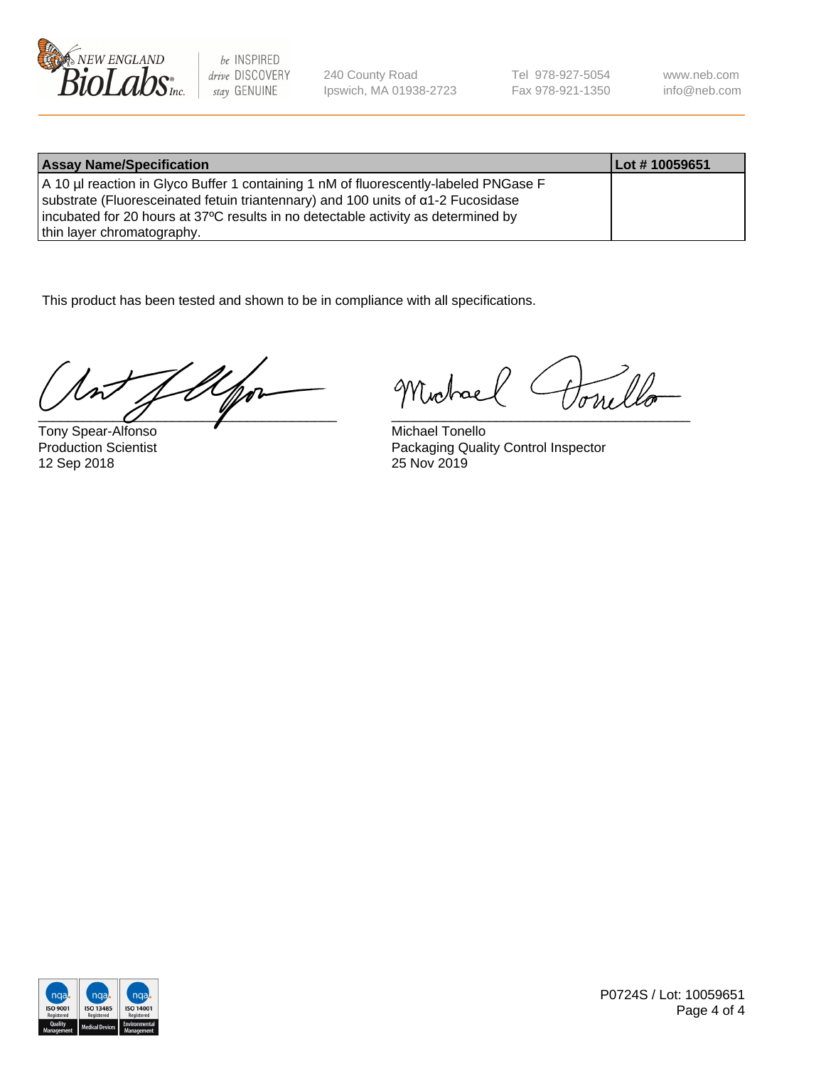| Assay Name/Specification | Lot # 10059651 |
| --- | --- |
| A 10 µl reaction in Glyco Buffer 1 containing 1 nM of fluorescently-labeled PNGase F substrate (Fluoresceinated fetuin triantennary) and 100 units of α1-2 Fucosidase incubated for 20 hours at 37ºC results in no detectable activity as determined by thin layer chromatography. | |

This product has been tested and shown to be in compliance with all specifications.

Tony Spear-Alfonso
Production Scientist
12 Sep 2018

Michael Tonello
Packaging Quality Control Inspector
25 Nov 2019

P0724S / Lot: 10059651